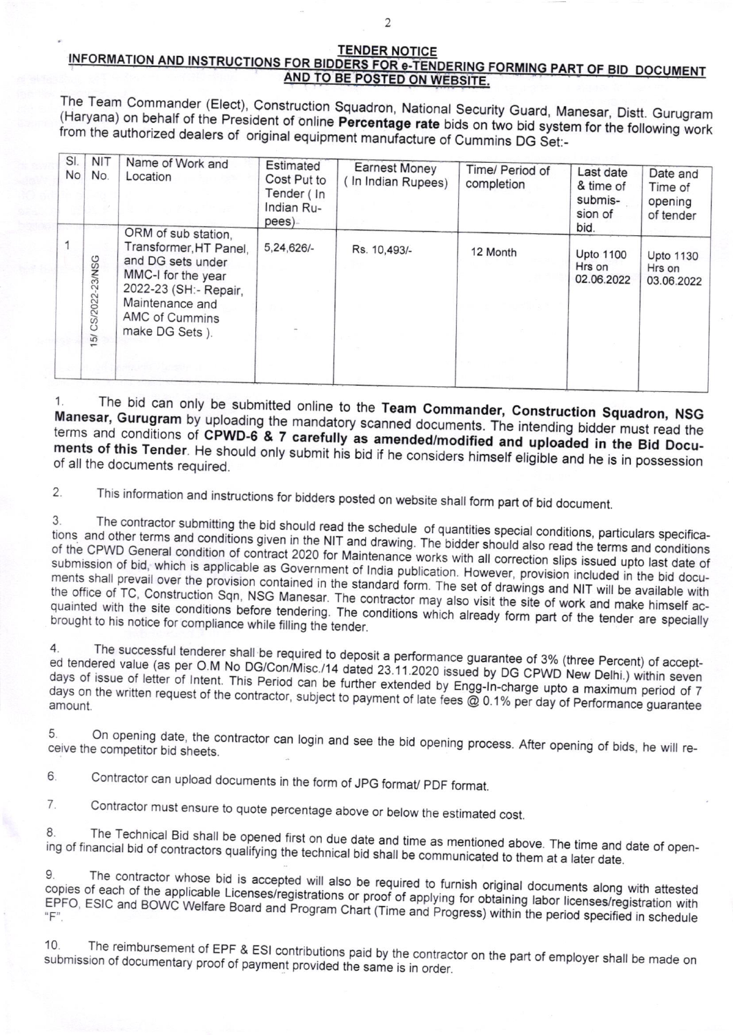# TENDER NOTICE

## INFORMATION AND INSTRUCTIONS FOR BIDDERS FOR e-TENDERING FORMING PART OF BID DOCUMENT AND TO BE POSTED ON WEBSITE.

The Team Commander (Elect), Construction Squadron, National Security Guard, Manesar, Distt. Gurugram (Haryana) on behalf of the President of online **Percentage rate** bids on two bid system for the following work from the authorized dealers of original equipment manufacture of Cummins DG Set:-

| Sl. No | NIT No. | Name of Work and Location | Estimated Cost Put to Tender ( In Indian Rupees) | Earnest Money ( In Indian Rupees) | Time/ Period of completion | Last date & time of submission of bid. | Date and Time of opening of tender |
|---|---|---|---|---|---|---|---|
| 1 | 15/ CS/2022-23/NSG | ORM of sub station, Transformer,HT Panel, and DG sets under MMC-I for the year 2022-23 (SH:- Repair, Maintenance and AMC of Cummins make DG Sets ). | 5,24,626/- | Rs. 10,493/- | 12 Month | Upto 1100 Hrs on 02.06.2022 | Upto 1130 Hrs on 03.06.2022 |

1. The bid can only be submitted online to the **Team Commander, Construction Squadron, NSG Manesar, Gurugram** by uploading the mandatory scanned documents. The intending bidder must read the terms and conditions of **CPWD-6 & 7 carefully as amended/modified and uploaded in the Bid Documents of this Tender**. He should only submit his bid if he considers himself eligible and he is in possession of all the documents required.

2. This information and instructions for bidders posted on website shall form part of bid document.

3. The contractor submitting the bid should read the schedule of quantities special conditions, particulars specifications and other terms and conditions given in the NIT and drawing. The bidder should also read the terms and conditions of the CPWD General condition of contract 2020 for Maintenance works with all correction slips issued upto last date of submission of bid, which is applicable as Government of India publication. However, provision included in the bid documents shall prevail over the provision contained in the standard form. The set of drawings and NIT will be available with the office of TC, Construction Sqn, NSG Manesar. The contractor may also visit the site of work and make himself acquainted with the site conditions before tendering. The conditions which already form part of the tender are specially brought to his notice for compliance while filling the tender.

4. The successful tenderer shall be required to deposit a performance guarantee of 3% (three Percent) of accepted tendered value (as per O.M No DG/Con/Misc./14 dated 23.11.2020 issued by DG CPWD New Delhi.) within seven days of issue of letter of Intent. This Period can be further extended by Engg-In-charge upto a maximum period of 7 days on the written request of the contractor, subject to payment of late fees @ 0.1% per day of Performance guarantee amount.

5. On opening date, the contractor can login and see the bid opening process. After opening of bids, he will receive the competitor bid sheets.

6. Contractor can upload documents in the form of JPG format/ PDF format.

7. Contractor must ensure to quote percentage above or below the estimated cost.

8. The Technical Bid shall be opened first on due date and time as mentioned above. The time and date of opening of financial bid of contractors qualifying the technical bid shall be communicated to them at a later date.

9. The contractor whose bid is accepted will also be required to furnish original documents along with attested copies of each of the applicable Licenses/registrations or proof of applying for obtaining labor licenses/registration with EPFO, ESIC and BOWC Welfare Board and Program Chart (Time and Progress) within the period specified in schedule "F".

10. The reimbursement of EPF & ESI contributions paid by the contractor on the part of employer shall be made on submission of documentary proof of payment provided the same is in order.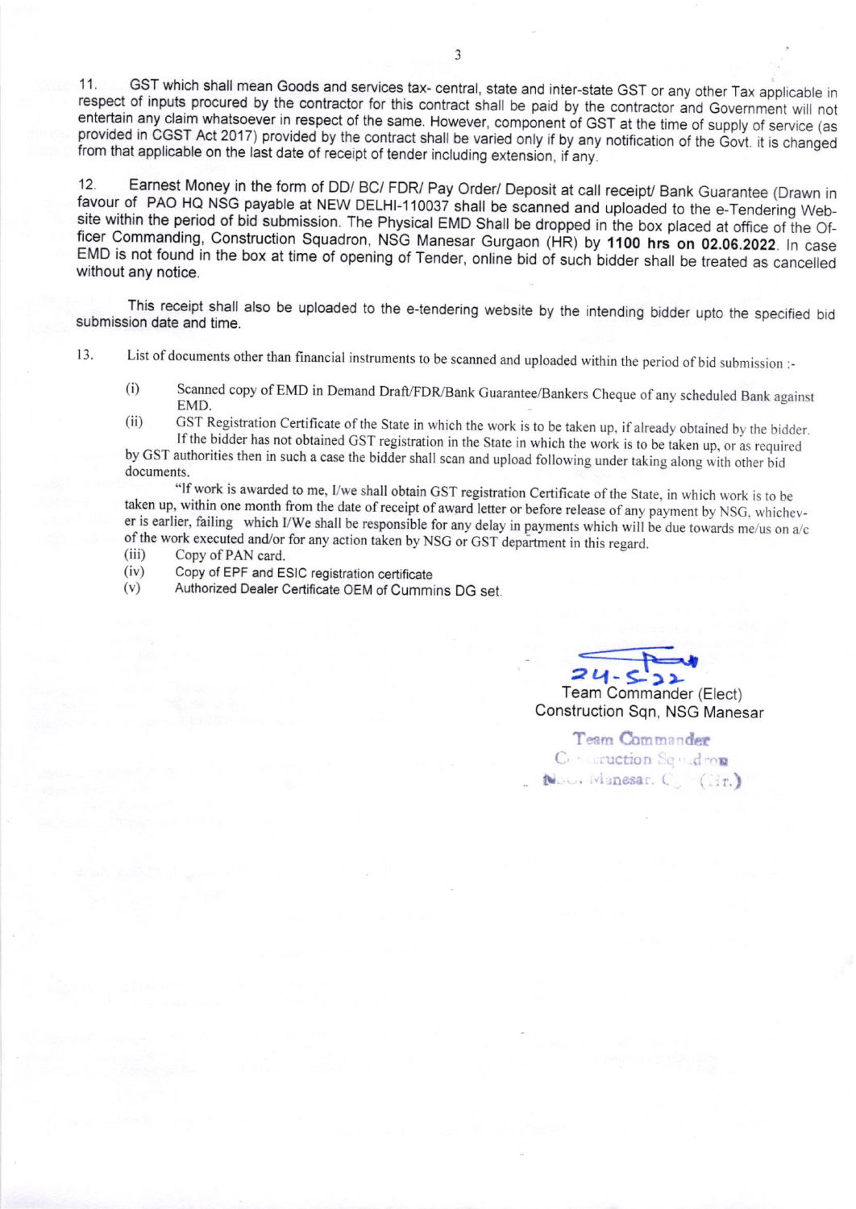11. GST which shall mean Goods and services tax- central, state and inter-state GST or any other Tax applicable in respect of inputs procured by the contractor for this contract shall be paid by the contractor and Government will not entertain any claim whatsoever in respect of the same. However, component of GST at the time of supply of service (as provided in CGST Act 2017) provided by the contract shall be varied only if by any notification of the Govt. it is changed from that applicable on the last date of receipt of tender including extension, if any.

12. Earnest Money in the form of DD/ BC/ FDR/ Pay Order/ Deposit at call receipt/ Bank Guarantee (Drawn in favour of PAO HQ NSG payable at NEW DELHI-110037 shall be scanned and uploaded to the e-Tendering Website within the period of bid submission. The Physical EMD Shall be dropped in the box placed at office of the Officer Commanding, Construction Squadron, NSG Manesar Gurgaon (HR) by **1100 hrs on 02.06.2022**. In case EMD is not found in the box at time of opening of Tender, online bid of such bidder shall be treated as cancelled without any notice.

This receipt shall also be uploaded to the e-tendering website by the intending bidder upto the specified bid submission date and time.

13. List of documents other than financial instruments to be scanned and uploaded within the period of bid submission :-

(i) Scanned copy of EMD in Demand Draft/FDR/Bank Guarantee/Bankers Cheque of any scheduled Bank against EMD.

(ii) GST Registration Certificate of the State in which the work is to be taken up, if already obtained by the bidder. If the bidder has not obtained GST registration in the State in which the work is to be taken up, or as required by GST authorities then in such a case the bidder shall scan and upload following under taking along with other bid documents.

"If work is awarded to me, I/we shall obtain GST registration Certificate of the State, in which work is to be taken up, within one month from the date of receipt of award letter or before release of any payment by NSG, whichever is earlier, failing which I/We shall be responsible for any delay in payments which will be due towards me/us on a/c of the work executed and/or for any action taken by NSG or GST department in this regard.

(iii) Copy of PAN card.

(iv) Copy of EPF and ESIC registration certificate

(v) Authorized Dealer Certificate OEM of Cummins DG set.

24-5-22

Team Commander (Elect)
Construction Sqn, NSG Manesar

Team Commander
Construction Squadron
NSG, Manesar. G (Hr.)